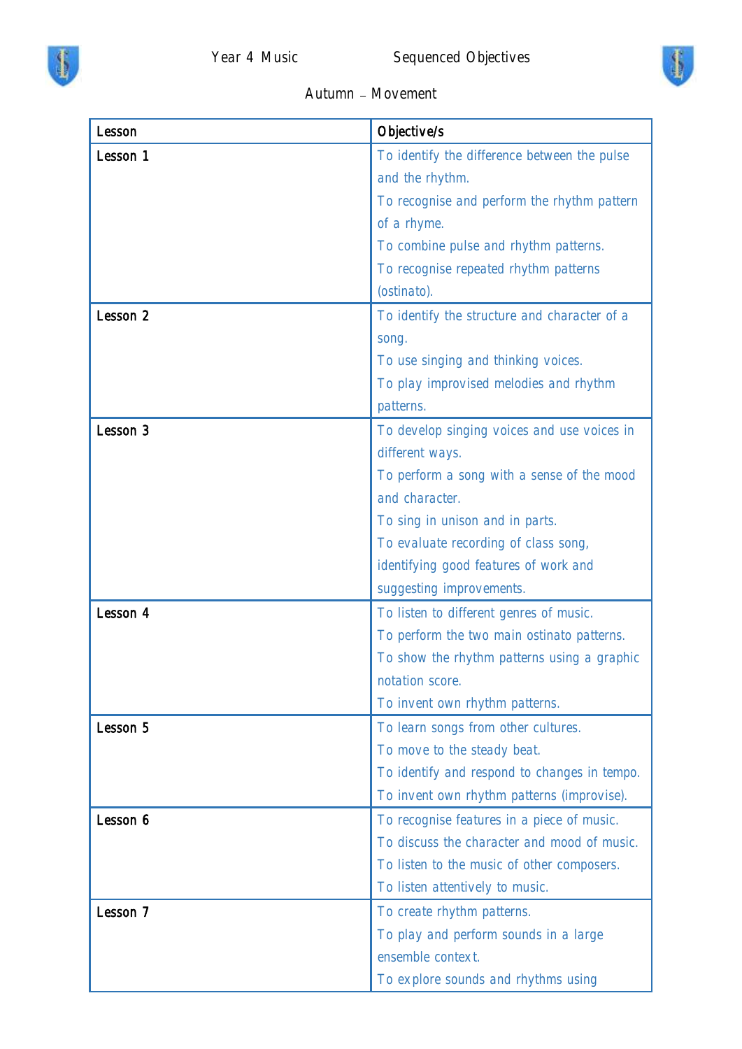Year 4 Music Sequenced Objectives

Autumn – Movement

| Lesson | Objective/s |
| --- | --- |
| Lesson 1 | To identify the difference between the pulse and the rhythm.<br>To recognise and perform the rhythm pattern of a rhyme.<br>To combine pulse and rhythm patterns.<br>To recognise repeated rhythm patterns (ostinato). |
| Lesson 2 | To identify the structure and character of a song.<br>To use singing and thinking voices.<br>To play improvised melodies and rhythm patterns. |
| Lesson 3 | To develop singing voices and use voices in different ways.<br>To perform a song with a sense of the mood and character.<br>To sing in unison and in parts.<br>To evaluate recording of class song, identifying good features of work and suggesting improvements. |
| Lesson 4 | To listen to different genres of music.<br>To perform the two main ostinato patterns.<br>To show the rhythm patterns using a graphic notation score.<br>To invent own rhythm patterns. |
| Lesson 5 | To learn songs from other cultures.<br>To move to the steady beat.<br>To identify and respond to changes in tempo.<br>To invent own rhythm patterns (improvise). |
| Lesson 6 | To recognise features in a piece of music.<br>To discuss the character and mood of music.<br>To listen to the music of other composers.<br>To listen attentively to music. |
| Lesson 7 | To create rhythm patterns.<br>To play and perform sounds in a large ensemble context.<br>To explore sounds and rhythms using |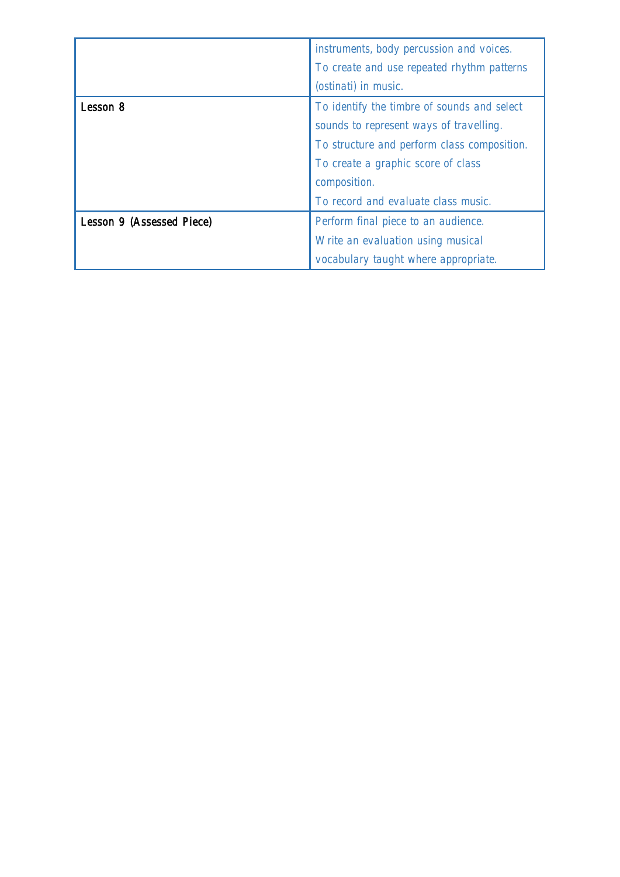| | |
|---|---|
| | instruments, body percussion and voices.<br>To create and use repeated rhythm patterns (ostinati) in music. |
| Lesson 8 | To identify the timbre of sounds and select sounds to represent ways of travelling.<br>To structure and perform class composition.<br>To create a graphic score of class composition.<br>To record and evaluate class music. |
| Lesson 9 (Assessed Piece) | Perform final piece to an audience.<br>Write an evaluation using musical vocabulary taught where appropriate. |